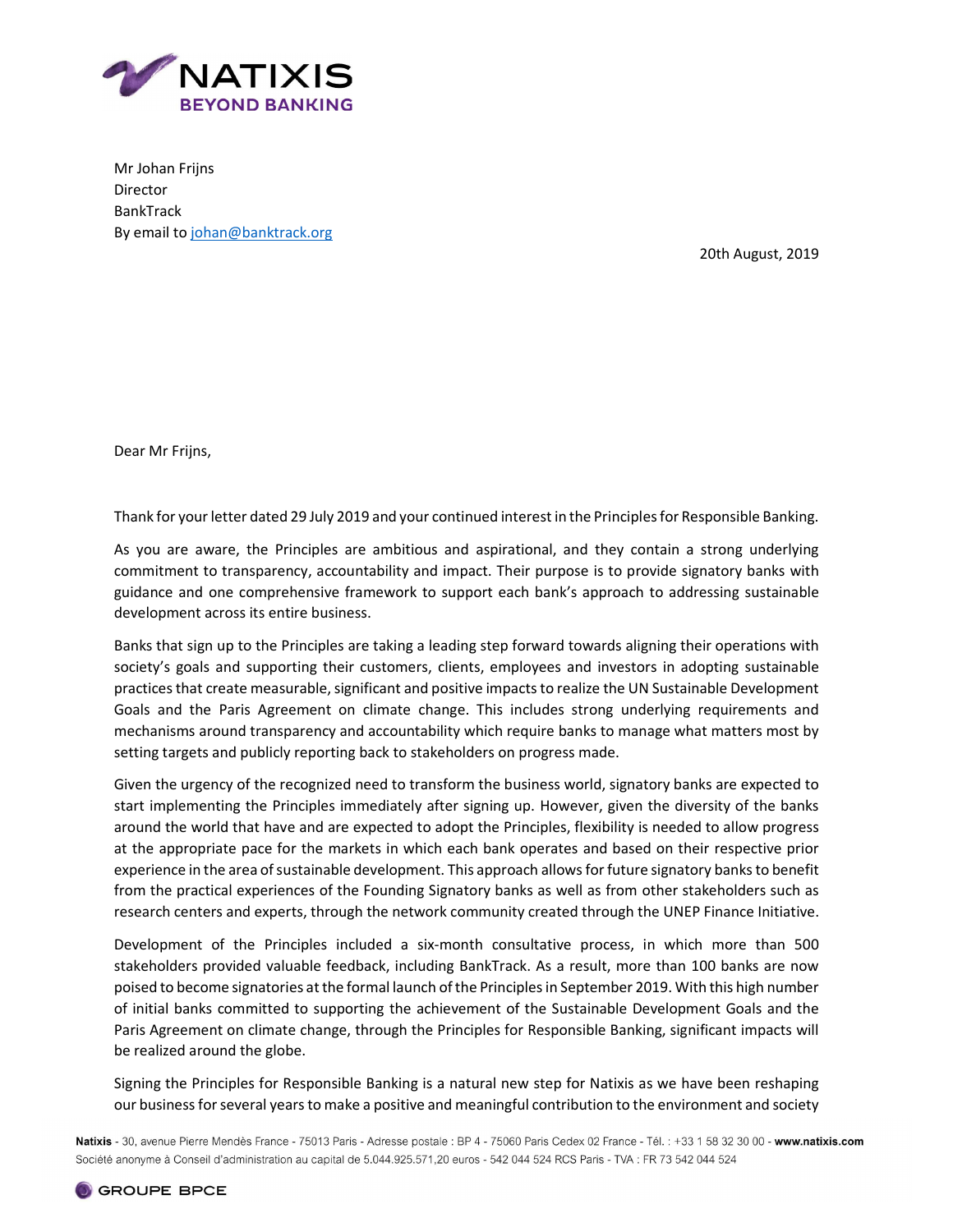Mr Johan Frijns
Director
BankTrack
By email to johan@banktrack.org

20th August, 2019

Dear Mr Frijns,

Thank for your letter dated 29 July 2019 and your continued interest in the Principles for Responsible Banking.

As you are aware, the Principles are ambitious and aspirational, and they contain a strong underlying commitment to transparency, accountability and impact. Their purpose is to provide signatory banks with guidance and one comprehensive framework to support each bank's approach to addressing sustainable development across its entire business.

Banks that sign up to the Principles are taking a leading step forward towards aligning their operations with society's goals and supporting their customers, clients, employees and investors in adopting sustainable practices that create measurable, significant and positive impacts to realize the UN Sustainable Development Goals and the Paris Agreement on climate change. This includes strong underlying requirements and mechanisms around transparency and accountability which require banks to manage what matters most by setting targets and publicly reporting back to stakeholders on progress made.

Given the urgency of the recognized need to transform the business world, signatory banks are expected to start implementing the Principles immediately after signing up. However, given the diversity of the banks around the world that have and are expected to adopt the Principles, flexibility is needed to allow progress at the appropriate pace for the markets in which each bank operates and based on their respective prior experience in the area of sustainable development. This approach allows for future signatory banks to benefit from the practical experiences of the Founding Signatory banks as well as from other stakeholders such as research centers and experts, through the network community created through the UNEP Finance Initiative.

Development of the Principles included a six-month consultative process, in which more than 500 stakeholders provided valuable feedback, including BankTrack. As a result, more than 100 banks are now poised to become signatories at the formal launch of the Principles in September 2019. With this high number of initial banks committed to supporting the achievement of the Sustainable Development Goals and the Paris Agreement on climate change, through the Principles for Responsible Banking, significant impacts will be realized around the globe.

Signing the Principles for Responsible Banking is a natural new step for Natixis as we have been reshaping our business for several years to make a positive and meaningful contribution to the environment and society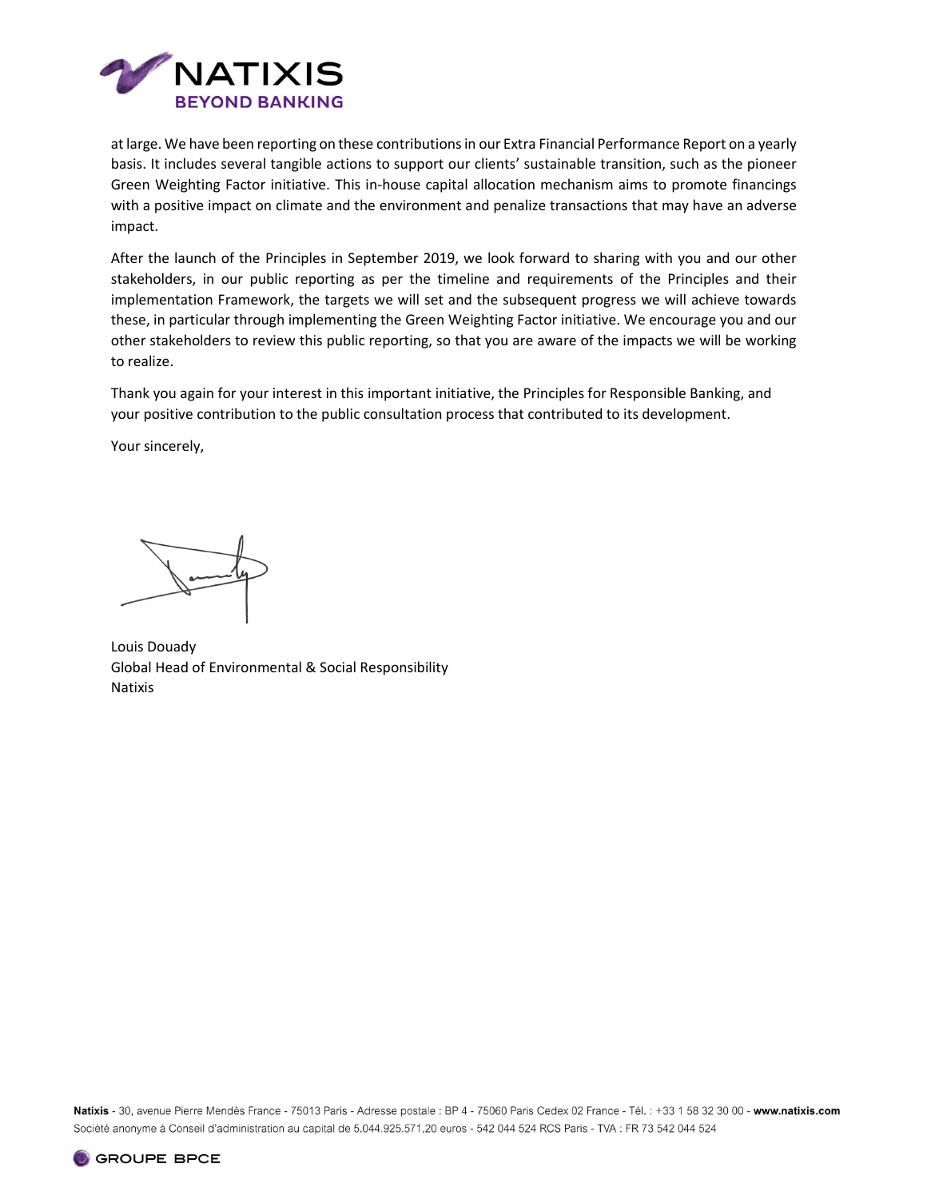at large. We have been reporting on these contributions in our Extra Financial Performance Report on a yearly basis. It includes several tangible actions to support our clients' sustainable transition, such as the pioneer Green Weighting Factor initiative. This in-house capital allocation mechanism aims to promote financings with a positive impact on climate and the environment and penalize transactions that may have an adverse impact.

After the launch of the Principles in September 2019, we look forward to sharing with you and our other stakeholders, in our public reporting as per the timeline and requirements of the Principles and their implementation Framework, the targets we will set and the subsequent progress we will achieve towards these, in particular through implementing the Green Weighting Factor initiative. We encourage you and our other stakeholders to review this public reporting, so that you are aware of the impacts we will be working to realize.

Thank you again for your interest in this important initiative, the Principles for Responsible Banking, and your positive contribution to the public consultation process that contributed to its development.

Your sincerely,

Louis Douady
Global Head of Environmental & Social Responsibility
Natixis

**Natixis** - 30, avenue Pierre Mendès France - 75013 Paris - Adresse postale : BP 4 - 75060 Paris Cedex 02 France - Tél. : +33 1 58 32 30 00 - **www.natixis.com**
Société anonyme à Conseil d'administration au capital de 5.044.925.571,20 euros - 542 044 524 RCS Paris - TVA : FR 73 542 044 524